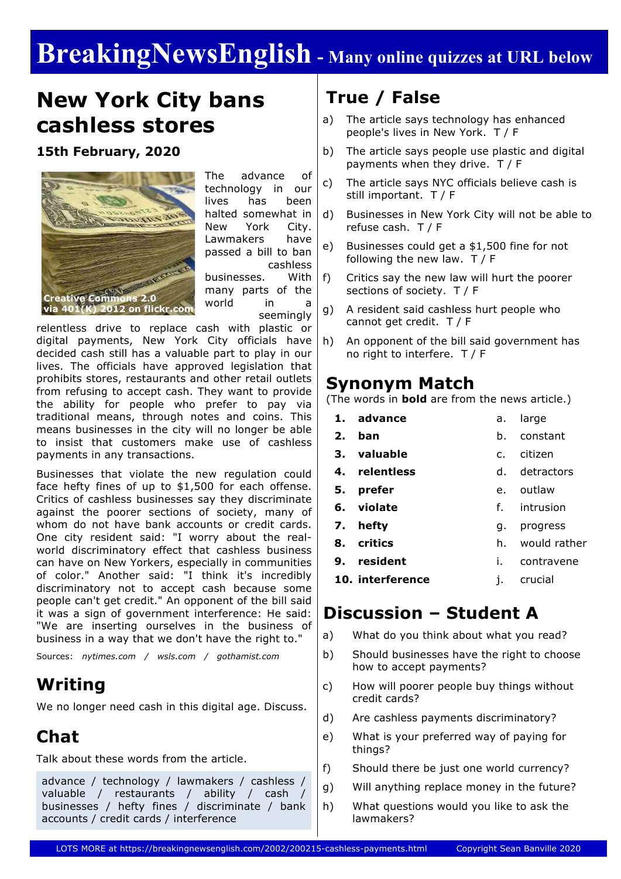# BreakingNewsEnglish - Many online quizzes at URL below

## New York City bans cashless stores

**15th February, 2020**

Creative Commons 2.0 via 401(K) 2012 on flickr.com

The advance of technology in our lives has been halted somewhat in New York City. Lawmakers have passed a bill to ban cashless businesses. With many parts of the world in a seemingly relentless drive to replace cash with plastic or digital payments, New York City officials have decided cash still has a valuable part to play in our lives. The officials have approved legislation that prohibits stores, restaurants and other retail outlets from refusing to accept cash. They want to provide the ability for people who prefer to pay via traditional means, through notes and coins. This means businesses in the city will no longer be able to insist that customers make use of cashless payments in any transactions.

Businesses that violate the new regulation could face hefty fines of up to $1,500 for each offense. Critics of cashless businesses say they discriminate against the poorer sections of society, many of whom do not have bank accounts or credit cards. One city resident said: "I worry about the real-world discriminatory effect that cashless business can have on New Yorkers, especially in communities of color." Another said: "I think it's incredibly discriminatory not to accept cash because some people can't get credit." An opponent of the bill said it was a sign of government interference: He said: "We are inserting ourselves in the business of business in a way that we don't have the right to."

Sources: *nytimes.com / wsls.com / gothamist.com*

## Writing

We no longer need cash in this digital age. Discuss.

## Chat

Talk about these words from the article.

advance / technology / lawmakers / cashless / valuable / restaurants / ability / cash / businesses / hefty fines / discriminate / bank accounts / credit cards / interference

## True / False

a) The article says technology has enhanced people's lives in New York. T / F

b) The article says people use plastic and digital payments when they drive. T / F

c) The article says NYC officials believe cash is still important. T / F

d) Businesses in New York City will not be able to refuse cash. T / F

e) Businesses could get a $1,500 fine for not following the new law. T / F

f) Critics say the new law will hurt the poorer sections of society. T / F

g) A resident said cashless hurt people who cannot get credit. T / F

h) An opponent of the bill said government has no right to interfere. T / F

## Synonym Match

(The words in **bold** are from the news article.)

| | | | |
|---|---|---|---|
| 1. | **advance** | a. | large |
| 2. | **ban** | b. | constant |
| 3. | **valuable** | c. | citizen |
| 4. | **relentless** | d. | detractors |
| 5. | **prefer** | e. | outlaw |
| 6. | **violate** | f. | intrusion |
| 7. | **hefty** | g. | progress |
| 8. | **critics** | h. | would rather |
| 9. | **resident** | i. | contravene |
| 10. | **interference** | j. | crucial |

## Discussion – Student A

a) What do you think about what you read?

b) Should businesses have the right to choose how to accept payments?

c) How will poorer people buy things without credit cards?

d) Are cashless payments discriminatory?

e) What is your preferred way of paying for things?

f) Should there be just one world currency?

g) Will anything replace money in the future?

h) What questions would you like to ask the lawmakers?

LOTS MORE at https://breakingnewsenglish.com/2002/200215-cashless-payments.html Copyright Sean Banville 2020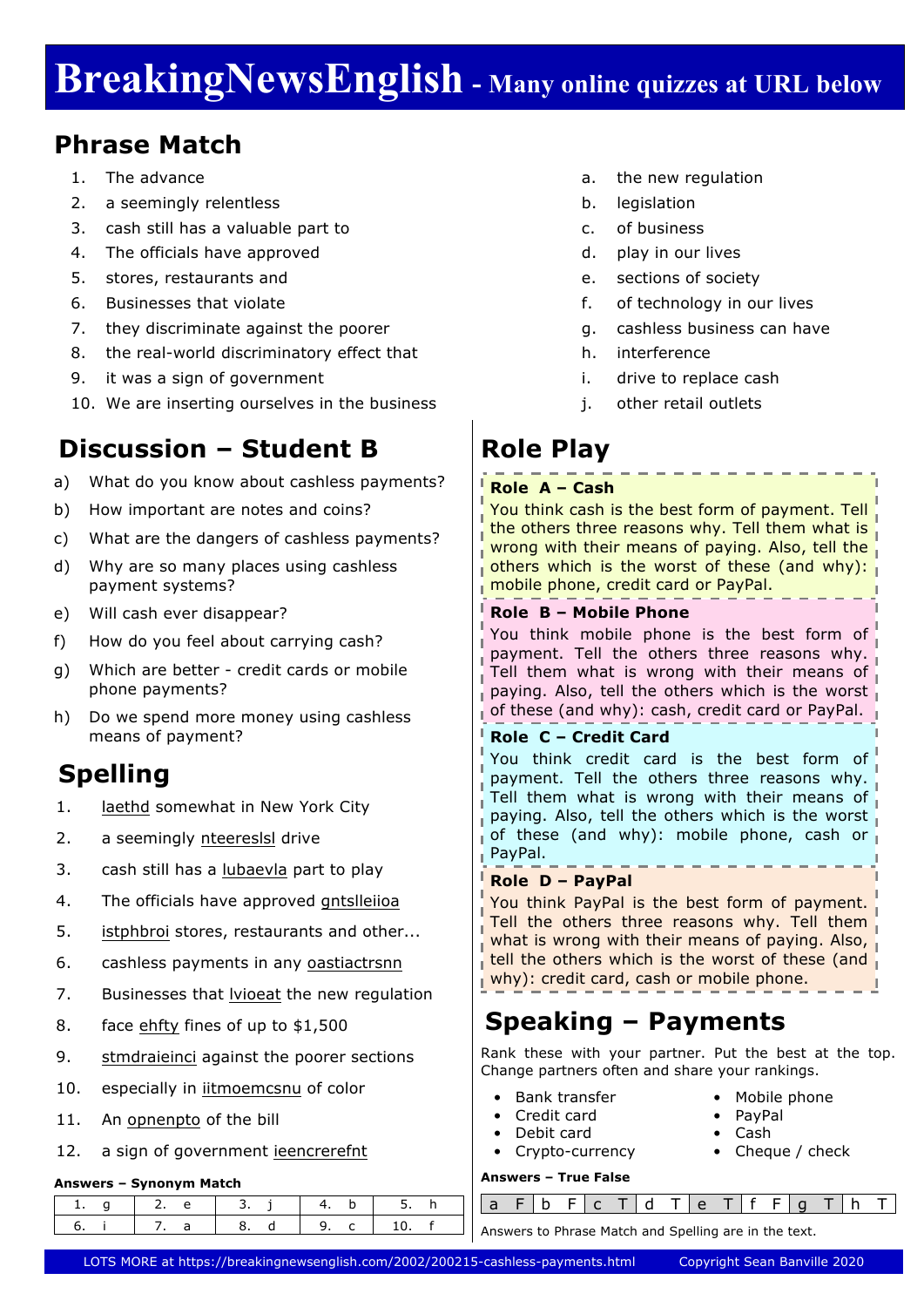# BreakingNewsEnglish - Many online quizzes at URL below

## Phrase Match

1. The advance
2. a seemingly relentless
3. cash still has a valuable part to
4. The officials have approved
5. stores, restaurants and
6. Businesses that violate
7. they discriminate against the poorer
8. the real-world discriminatory effect that
9. it was a sign of government
10. We are inserting ourselves in the business

a. the new regulation
b. legislation
c. of business
d. play in our lives
e. sections of society
f. of technology in our lives
g. cashless business can have
h. interference
i. drive to replace cash
j. other retail outlets

## Discussion – Student B

a) What do you know about cashless payments?
b) How important are notes and coins?
c) What are the dangers of cashless payments?
d) Why are so many places using cashless payment systems?
e) Will cash ever disappear?
f) How do you feel about carrying cash?
g) Which are better - credit cards or mobile phone payments?
h) Do we spend more money using cashless means of payment?

## Spelling

1. laethd somewhat in New York City
2. a seemingly nteereslsl drive
3. cash still has a lubaevla part to play
4. The officials have approved gntslleiioa
5. istphbroi stores, restaurants and other...
6. cashless payments in any oastiactrsnn
7. Businesses that lvioeat the new regulation
8. face ehfty fines of up to $1,500
9. stmdraieinci against the poorer sections
10. especially in iitmoemcsnu of color
11. An opnenpto of the bill
12. a sign of government ieencrerefnt

**Answers – Synonym Match**

| | | | | |
|---|---|---|---|---|
| 1. g | 2. e | 3. j | 4. b | 5. h |
| 6. i | 7. a | 8. d | 9. c | 10. f |

## Role Play

**Role A – Cash**
You think cash is the best form of payment. Tell the others three reasons why. Tell them what is wrong with their means of paying. Also, tell the others which is the worst of these (and why): mobile phone, credit card or PayPal.

**Role B – Mobile Phone**
You think mobile phone is the best form of payment. Tell the others three reasons why. Tell them what is wrong with their means of paying. Also, tell the others which is the worst of these (and why): cash, credit card or PayPal.

**Role C – Credit Card**
You think credit card is the best form of payment. Tell the others three reasons why. Tell them what is wrong with their means of paying. Also, tell the others which is the worst of these (and why): mobile phone, cash or PayPal.

**Role D – PayPal**
You think PayPal is the best form of payment. Tell the others three reasons why. Tell them what is wrong with their means of paying. Also, tell the others which is the worst of these (and why): credit card, cash or mobile phone.

## Speaking – Payments

Rank these with your partner. Put the best at the top. Change partners often and share your rankings.

- Bank transfer
- Credit card
- Debit card
- Crypto-currency
- Mobile phone
- PayPal
- Cash
- Cheque / check

**Answers – True False**

| | | | | | | | | | | | | | | | |
|---|---|---|---|---|---|---|---|---|---|---|---|---|---|---|---|
| a | F | b | F | c | T | d | T | e | T | f | F | g | T | h | T |

Answers to Phrase Match and Spelling are in the text.

LOTS MORE at https://breakingnewsenglish.com/2002/200215-cashless-payments.html Copyright Sean Banville 2020